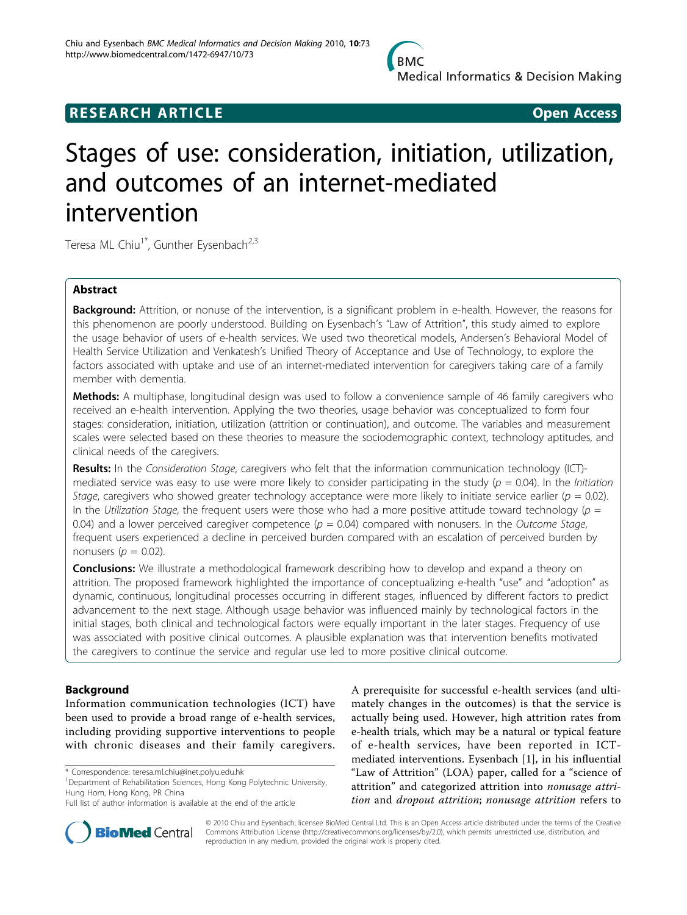RESEARCH ARTICLE Open Access

# Stages of use: consideration, initiation, utilization, and outcomes of an internet-mediated intervention

Teresa ML Chiu[1*], Gunther Eysenbach[2,3]

## Abstract

**Background:** Attrition, or nonuse of the intervention, is a significant problem in e-health. However, the reasons for this phenomenon are poorly understood. Building on Eysenbach's "Law of Attrition", this study aimed to explore the usage behavior of users of e-health services. We used two theoretical models, Andersen's Behavioral Model of Health Service Utilization and Venkatesh's Unified Theory of Acceptance and Use of Technology, to explore the factors associated with uptake and use of an internet-mediated intervention for caregivers taking care of a family member with dementia.

**Methods:** A multiphase, longitudinal design was used to follow a convenience sample of 46 family caregivers who received an e-health intervention. Applying the two theories, usage behavior was conceptualized to form four stages: consideration, initiation, utilization (attrition or continuation), and outcome. The variables and measurement scales were selected based on these theories to measure the sociodemographic context, technology aptitudes, and clinical needs of the caregivers.

**Results:** In the *Consideration Stage*, caregivers who felt that the information communication technology (ICT)-mediated service was easy to use were more likely to consider participating in the study ($p = 0.04$). In the *Initiation Stage*, caregivers who showed greater technology acceptance were more likely to initiate service earlier ($p = 0.02$). In the *Utilization Stage*, the frequent users were those who had a more positive attitude toward technology ($p = 0.04$) and a lower perceived caregiver competence ($p = 0.04$) compared with nonusers. In the *Outcome Stage*, frequent users experienced a decline in perceived burden compared with an escalation of perceived burden by nonusers ($p = 0.02$).

**Conclusions:** We illustrate a methodological framework describing how to develop and expand a theory on attrition. The proposed framework highlighted the importance of conceptualizing e-health "use" and "adoption" as dynamic, continuous, longitudinal processes occurring in different stages, influenced by different factors to predict advancement to the next stage. Although usage behavior was influenced mainly by technological factors in the initial stages, both clinical and technological factors were equally important in the later stages. Frequency of use was associated with positive clinical outcomes. A plausible explanation was that intervention benefits motivated the caregivers to continue the service and regular use led to more positive clinical outcome.

## Background

Information communication technologies (ICT) have been used to provide a broad range of e-health services, including providing supportive interventions to people with chronic diseases and their family caregivers. A prerequisite for successful e-health services (and ultimately changes in the outcomes) is that the service is actually being used. However, high attrition rates from e-health trials, which may be a natural or typical feature of e-health services, have been reported in ICT-mediated interventions. Eysenbach [1], in his influential "Law of Attrition" (LOA) paper, called for a "science of attrition" and categorized attrition into *nonusage attrition* and *dropout attrition*; *nonusage attrition* refers to

\* Correspondence: teresa.ml.chiu@inet.polyu.edu.hk
[1]Department of Rehabilitation Sciences, Hong Kong Polytechnic University, Hung Hom, Hong Kong, PR China
Full list of author information is available at the end of the article

© 2010 Chiu and Eysenbach; licensee BioMed Central Ltd. This is an Open Access article distributed under the terms of the Creative Commons Attribution License (http://creativecommons.org/licenses/by/2.0), which permits unrestricted use, distribution, and reproduction in any medium, provided the original work is properly cited.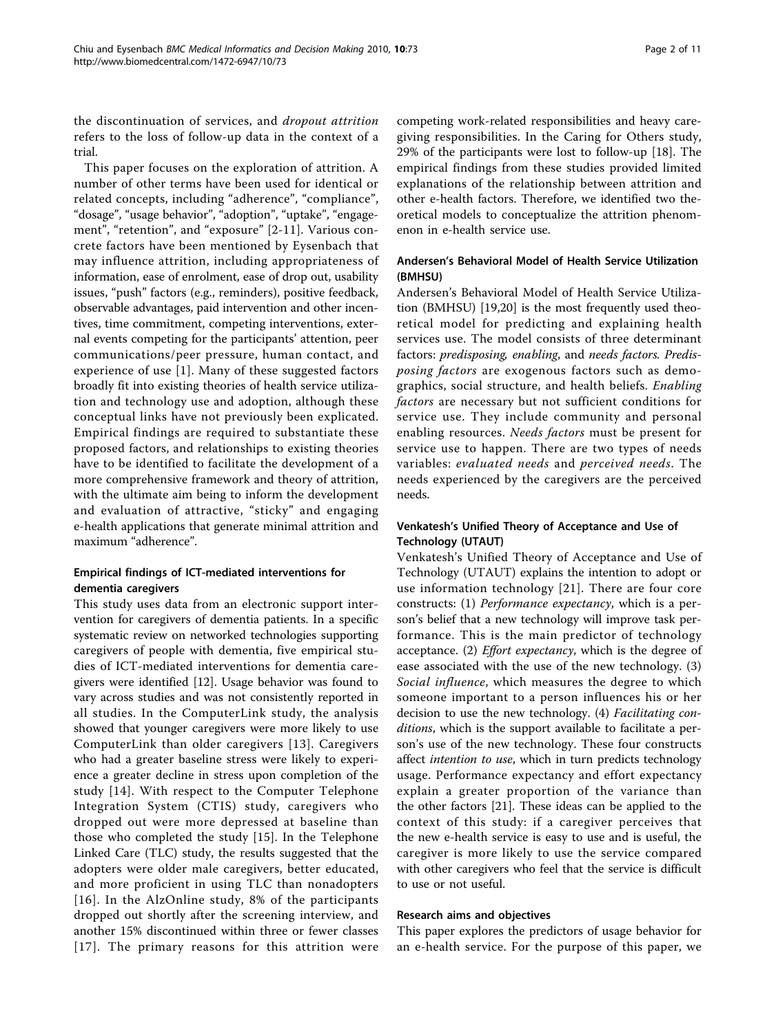the discontinuation of services, and *dropout attrition* refers to the loss of follow-up data in the context of a trial.

This paper focuses on the exploration of attrition. A number of other terms have been used for identical or related concepts, including "adherence", "compliance", "dosage", "usage behavior", "adoption", "uptake", "engagement", "retention", and "exposure" [2-11]. Various concrete factors have been mentioned by Eysenbach that may influence attrition, including appropriateness of information, ease of enrolment, ease of drop out, usability issues, "push" factors (e.g., reminders), positive feedback, observable advantages, paid intervention and other incentives, time commitment, competing interventions, external events competing for the participants' attention, peer communications/peer pressure, human contact, and experience of use [1]. Many of these suggested factors broadly fit into existing theories of health service utilization and technology use and adoption, although these conceptual links have not previously been explicated. Empirical findings are required to substantiate these proposed factors, and relationships to existing theories have to be identified to facilitate the development of a more comprehensive framework and theory of attrition, with the ultimate aim being to inform the development and evaluation of attractive, "sticky" and engaging e-health applications that generate minimal attrition and maximum "adherence".

### Empirical findings of ICT-mediated interventions for dementia caregivers

This study uses data from an electronic support intervention for caregivers of dementia patients. In a specific systematic review on networked technologies supporting caregivers of people with dementia, five empirical studies of ICT-mediated interventions for dementia caregivers were identified [12]. Usage behavior was found to vary across studies and was not consistently reported in all studies. In the ComputerLink study, the analysis showed that younger caregivers were more likely to use ComputerLink than older caregivers [13]. Caregivers who had a greater baseline stress were likely to experience a greater decline in stress upon completion of the study [14]. With respect to the Computer Telephone Integration System (CTIS) study, caregivers who dropped out were more depressed at baseline than those who completed the study [15]. In the Telephone Linked Care (TLC) study, the results suggested that the adopters were older male caregivers, better educated, and more proficient in using TLC than nonadopters [16]. In the AlzOnline study, 8% of the participants dropped out shortly after the screening interview, and another 15% discontinued within three or fewer classes [17]. The primary reasons for this attrition were competing work-related responsibilities and heavy caregiving responsibilities. In the Caring for Others study, 29% of the participants were lost to follow-up [18]. The empirical findings from these studies provided limited explanations of the relationship between attrition and other e-health factors. Therefore, we identified two theoretical models to conceptualize the attrition phenomenon in e-health service use.

### Andersen's Behavioral Model of Health Service Utilization (BMHSU)

Andersen's Behavioral Model of Health Service Utilization (BMHSU) [19,20] is the most frequently used theoretical model for predicting and explaining health services use. The model consists of three determinant factors: *predisposing, enabling*, and *needs factors. Predisposing factors* are exogenous factors such as demographics, social structure, and health beliefs. *Enabling factors* are necessary but not sufficient conditions for service use. They include community and personal enabling resources. *Needs factors* must be present for service use to happen. There are two types of needs variables: *evaluated needs* and *perceived needs*. The needs experienced by the caregivers are the perceived needs.

### Venkatesh's Unified Theory of Acceptance and Use of Technology (UTAUT)

Venkatesh's Unified Theory of Acceptance and Use of Technology (UTAUT) explains the intention to adopt or use information technology [21]. There are four core constructs: (1) *Performance expectancy*, which is a person's belief that a new technology will improve task performance. This is the main predictor of technology acceptance. (2) *Effort expectancy*, which is the degree of ease associated with the use of the new technology. (3) *Social influence*, which measures the degree to which someone important to a person influences his or her decision to use the new technology. (4) *Facilitating conditions*, which is the support available to facilitate a person's use of the new technology. These four constructs affect *intention to use*, which in turn predicts technology usage. Performance expectancy and effort expectancy explain a greater proportion of the variance than the other factors [21]. These ideas can be applied to the context of this study: if a caregiver perceives that the new e-health service is easy to use and is useful, the caregiver is more likely to use the service compared with other caregivers who feel that the service is difficult to use or not useful.

### Research aims and objectives

This paper explores the predictors of usage behavior for an e-health service. For the purpose of this paper, we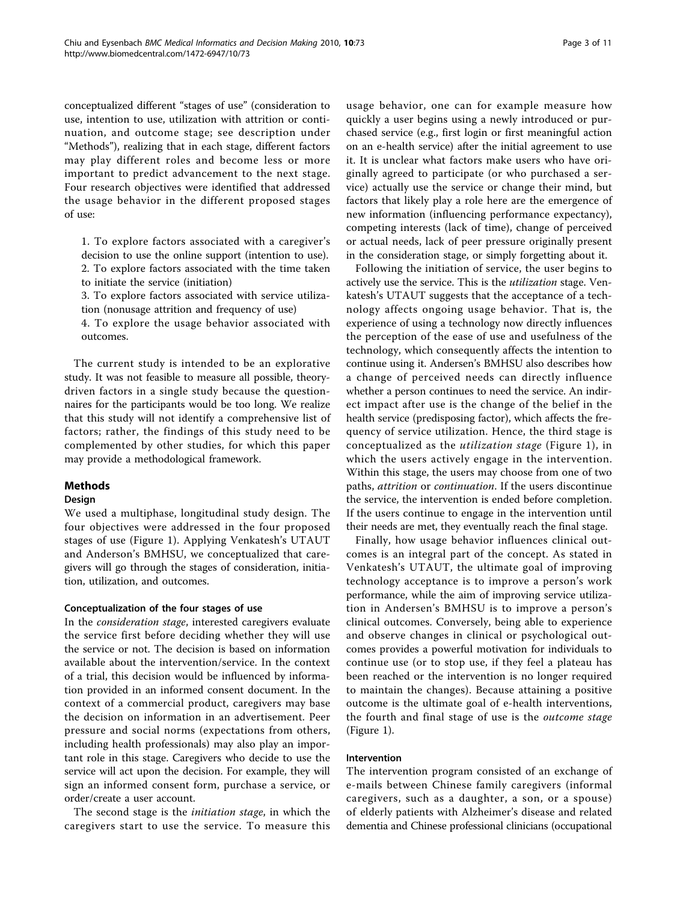conceptualized different "stages of use" (consideration to use, intention to use, utilization with attrition or continuation, and outcome stage; see description under "Methods"), realizing that in each stage, different factors may play different roles and become less or more important to predict advancement to the next stage. Four research objectives were identified that addressed the usage behavior in the different proposed stages of use:

1. To explore factors associated with a caregiver's decision to use the online support (intention to use).
2. To explore factors associated with the time taken to initiate the service (initiation)
3. To explore factors associated with service utilization (nonusage attrition and frequency of use)
4. To explore the usage behavior associated with outcomes.

The current study is intended to be an explorative study. It was not feasible to measure all possible, theory-driven factors in a single study because the questionnaires for the participants would be too long. We realize that this study will not identify a comprehensive list of factors; rather, the findings of this study need to be complemented by other studies, for which this paper may provide a methodological framework.

## Methods

### Design

We used a multiphase, longitudinal study design. The four objectives were addressed in the four proposed stages of use (Figure 1). Applying Venkatesh's UTAUT and Anderson's BMHSU, we conceptualized that caregivers will go through the stages of consideration, initiation, utilization, and outcomes.

#### Conceptualization of the four stages of use

In the *consideration stage*, interested caregivers evaluate the service first before deciding whether they will use the service or not. The decision is based on information available about the intervention/service. In the context of a trial, this decision would be influenced by information provided in an informed consent document. In the context of a commercial product, caregivers may base the decision on information in an advertisement. Peer pressure and social norms (expectations from others, including health professionals) may also play an important role in this stage. Caregivers who decide to use the service will act upon the decision. For example, they will sign an informed consent form, purchase a service, or order/create a user account.

The second stage is the *initiation stage*, in which the caregivers start to use the service. To measure this usage behavior, one can for example measure how quickly a user begins using a newly introduced or purchased service (e.g., first login or first meaningful action on an e-health service) after the initial agreement to use it. It is unclear what factors make users who have originally agreed to participate (or who purchased a service) actually use the service or change their mind, but factors that likely play a role here are the emergence of new information (influencing performance expectancy), competing interests (lack of time), change of perceived or actual needs, lack of peer pressure originally present in the consideration stage, or simply forgetting about it.

Following the initiation of service, the user begins to actively use the service. This is the *utilization* stage. Venkatesh's UTAUT suggests that the acceptance of a technology affects ongoing usage behavior. That is, the experience of using a technology now directly influences the perception of the ease of use and usefulness of the technology, which consequently affects the intention to continue using it. Andersen's BMHSU also describes how a change of perceived needs can directly influence whether a person continues to need the service. An indirect impact after use is the change of the belief in the health service (predisposing factor), which affects the frequency of service utilization. Hence, the third stage is conceptualized as the *utilization stage* (Figure 1), in which the users actively engage in the intervention. Within this stage, the users may choose from one of two paths, *attrition* or *continuation*. If the users discontinue the service, the intervention is ended before completion. If the users continue to engage in the intervention until their needs are met, they eventually reach the final stage.

Finally, how usage behavior influences clinical outcomes is an integral part of the concept. As stated in Venkatesh's UTAUT, the ultimate goal of improving technology acceptance is to improve a person's work performance, while the aim of improving service utilization in Andersen's BMHSU is to improve a person's clinical outcomes. Conversely, being able to experience and observe changes in clinical or psychological outcomes provides a powerful motivation for individuals to continue use (or to stop use, if they feel a plateau has been reached or the intervention is no longer required to maintain the changes). Because attaining a positive outcome is the ultimate goal of e-health interventions, the fourth and final stage of use is the *outcome stage* (Figure 1).

#### Intervention

The intervention program consisted of an exchange of e-mails between Chinese family caregivers (informal caregivers, such as a daughter, a son, or a spouse) of elderly patients with Alzheimer's disease and related dementia and Chinese professional clinicians (occupational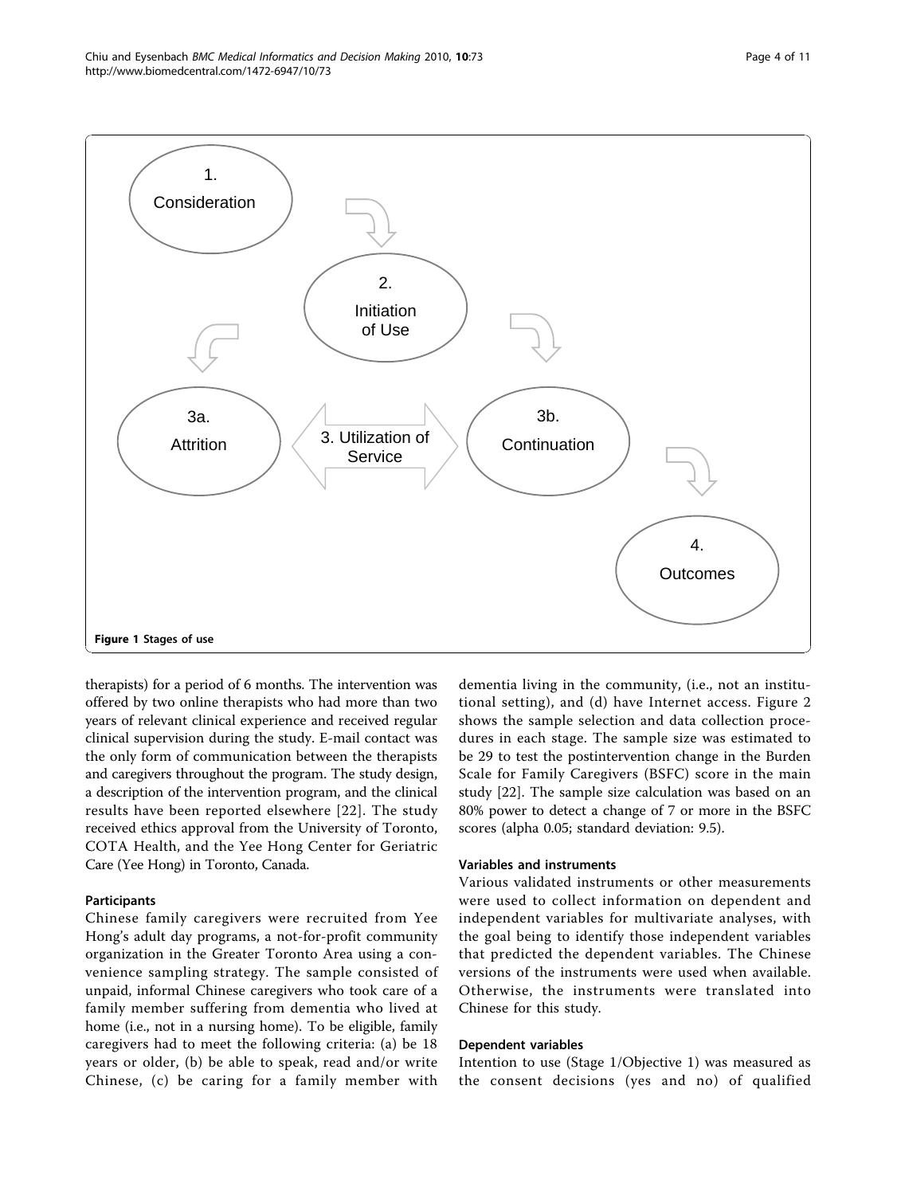Figure 1 Stages of use

therapists) for a period of 6 months. The intervention was offered by two online therapists who had more than two years of relevant clinical experience and received regular clinical supervision during the study. E-mail contact was the only form of communication between the therapists and caregivers throughout the program. The study design, a description of the intervention program, and the clinical results have been reported elsewhere [22]. The study received ethics approval from the University of Toronto, COTA Health, and the Yee Hong Center for Geriatric Care (Yee Hong) in Toronto, Canada.

### Participants

Chinese family caregivers were recruited from Yee Hong's adult day programs, a not-for-profit community organization in the Greater Toronto Area using a convenience sampling strategy. The sample consisted of unpaid, informal Chinese caregivers who took care of a family member suffering from dementia who lived at home (i.e., not in a nursing home). To be eligible, family caregivers had to meet the following criteria: (a) be 18 years or older, (b) be able to speak, read and/or write Chinese, (c) be caring for a family member with dementia living in the community, (i.e., not an institutional setting), and (d) have Internet access. Figure 2 shows the sample selection and data collection procedures in each stage. The sample size was estimated to be 29 to test the postintervention change in the Burden Scale for Family Caregivers (BSFC) score in the main study [22]. The sample size calculation was based on an 80% power to detect a change of 7 or more in the BSFC scores (alpha 0.05; standard deviation: 9.5).

### Variables and instruments

Various validated instruments or other measurements were used to collect information on dependent and independent variables for multivariate analyses, with the goal being to identify those independent variables that predicted the dependent variables. The Chinese versions of the instruments were used when available. Otherwise, the instruments were translated into Chinese for this study.

### Dependent variables

Intention to use (Stage 1/Objective 1) was measured as the consent decisions (yes and no) of qualified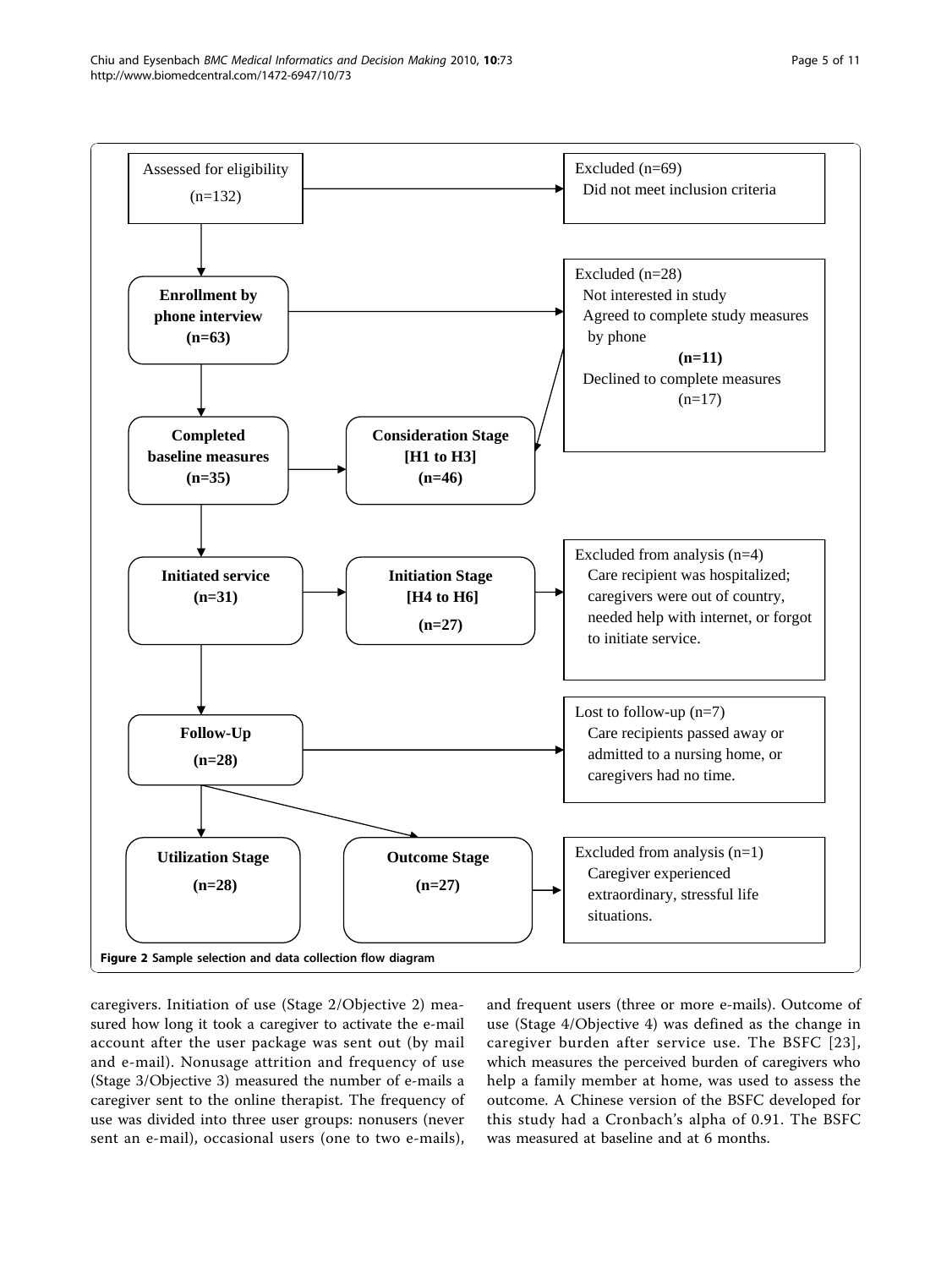Assessed for eligibility (n=132)

Excluded (n=69)
Did not meet inclusion criteria

**Enrollment by phone interview (n=63)**

Excluded (n=28)
Not interested in study
Agreed to complete study measures by phone
**(n=11)**
Declined to complete measures
(n=17)

**Completed baseline measures (n=35)**

**Consideration Stage [H1 to H3] (n=46)**

**Initiated service (n=31)**

**Initiation Stage [H4 to H6] (n=27)**

Excluded from analysis (n=4)
Care recipient was hospitalized; caregivers were out of country, needed help with internet, or forgot to initiate service.

**Follow-Up (n=28)**

Lost to follow-up (n=7)
Care recipients passed away or admitted to a nursing home, or caregivers had no time.

**Utilization Stage (n=28)**

**Outcome Stage (n=27)**

Excluded from analysis (n=1)
Caregiver experienced extraordinary, stressful life situations.

**Figure 2 Sample selection and data collection flow diagram**

caregivers. Initiation of use (Stage 2/Objective 2) measured how long it took a caregiver to activate the e-mail account after the user package was sent out (by mail and e-mail). Nonusage attrition and frequency of use (Stage 3/Objective 3) measured the number of e-mails a caregiver sent to the online therapist. The frequency of use was divided into three user groups: nonusers (never sent an e-mail), occasional users (one to two e-mails), and frequent users (three or more e-mails). Outcome of use (Stage 4/Objective 4) was defined as the change in caregiver burden after service use. The BSFC [23], which measures the perceived burden of caregivers who help a family member at home, was used to assess the outcome. A Chinese version of the BSFC developed for this study had a Cronbach's alpha of 0.91. The BSFC was measured at baseline and at 6 months.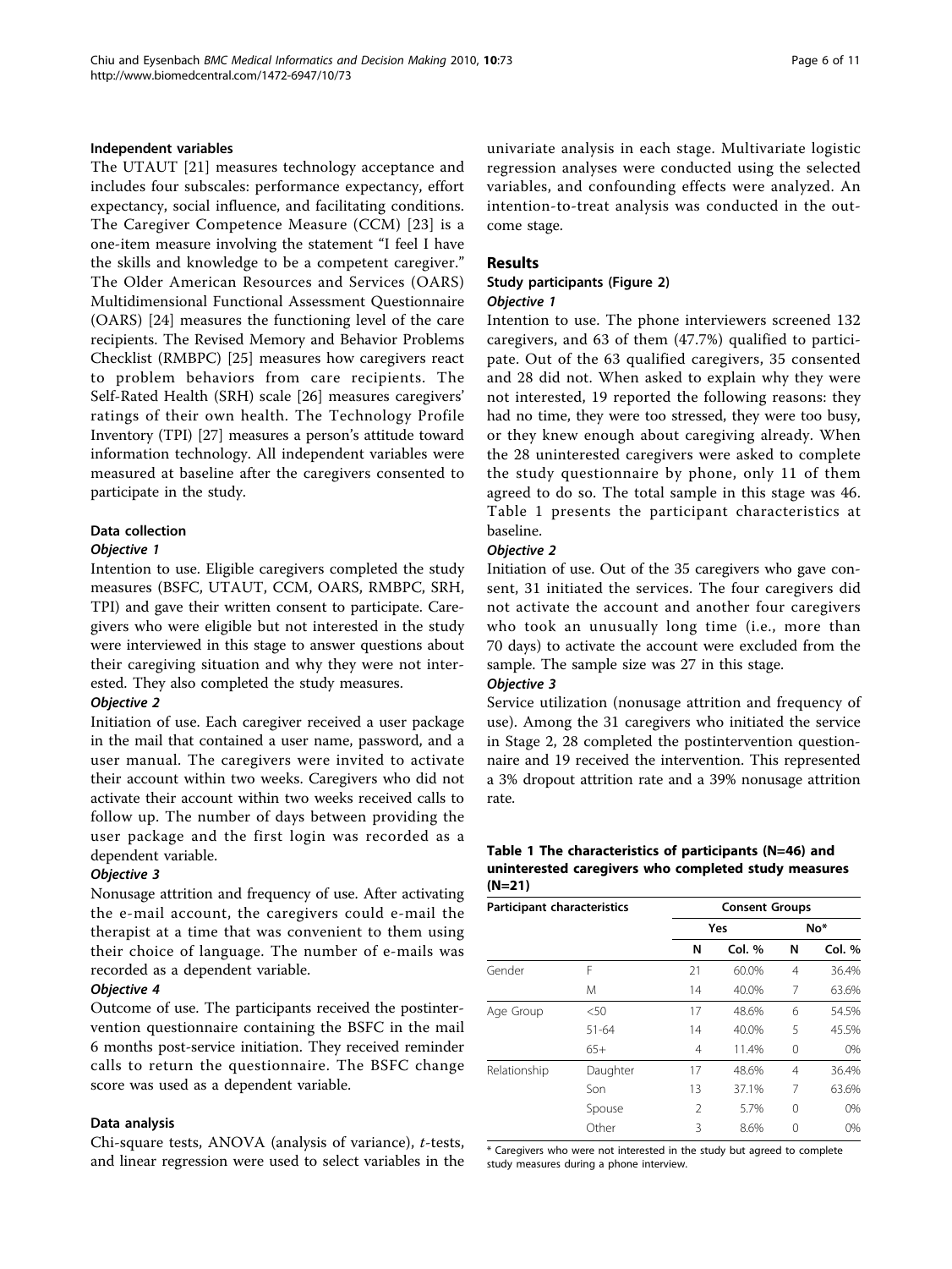#### Independent variables

The UTAUT [21] measures technology acceptance and includes four subscales: performance expectancy, effort expectancy, social influence, and facilitating conditions. The Caregiver Competence Measure (CCM) [23] is a one-item measure involving the statement "I feel I have the skills and knowledge to be a competent caregiver." The Older American Resources and Services (OARS) Multidimensional Functional Assessment Questionnaire (OARS) [24] measures the functioning level of the care recipients. The Revised Memory and Behavior Problems Checklist (RMBPC) [25] measures how caregivers react to problem behaviors from care recipients. The Self-Rated Health (SRH) scale [26] measures caregivers' ratings of their own health. The Technology Profile Inventory (TPI) [27] measures a person's attitude toward information technology. All independent variables were measured at baseline after the caregivers consented to participate in the study.

### Data collection

#### *Objective 1*

Intention to use. Eligible caregivers completed the study measures (BSFC, UTAUT, CCM, OARS, RMBPC, SRH, TPI) and gave their written consent to participate. Caregivers who were eligible but not interested in the study were interviewed in this stage to answer questions about their caregiving situation and why they were not interested. They also completed the study measures.

#### *Objective 2*

Initiation of use. Each caregiver received a user package in the mail that contained a user name, password, and a user manual. The caregivers were invited to activate their account within two weeks. Caregivers who did not activate their account within two weeks received calls to follow up. The number of days between providing the user package and the first login was recorded as a dependent variable.

#### *Objective 3*

Nonusage attrition and frequency of use. After activating the e-mail account, the caregivers could e-mail the therapist at a time that was convenient to them using their choice of language. The number of e-mails was recorded as a dependent variable.

#### *Objective 4*

Outcome of use. The participants received the postintervention questionnaire containing the BSFC in the mail 6 months post-service initiation. They received reminder calls to return the questionnaire. The BSFC change score was used as a dependent variable.

### Data analysis

Chi-square tests, ANOVA (analysis of variance), *t*-tests, and linear regression were used to select variables in the univariate analysis in each stage. Multivariate logistic regression analyses were conducted using the selected variables, and confounding effects were analyzed. An intention-to-treat analysis was conducted in the outcome stage.

## Results

### Study participants (Figure 2)

#### *Objective 1*

Intention to use. The phone interviewers screened 132 caregivers, and 63 of them (47.7%) qualified to participate. Out of the 63 qualified caregivers, 35 consented and 28 did not. When asked to explain why they were not interested, 19 reported the following reasons: they had no time, they were too stressed, they were too busy, or they knew enough about caregiving already. When the 28 uninterested caregivers were asked to complete the study questionnaire by phone, only 11 of them agreed to do so. The total sample in this stage was 46. Table 1 presents the participant characteristics at baseline.

#### *Objective 2*

Initiation of use. Out of the 35 caregivers who gave consent, 31 initiated the services. The four caregivers did not activate the account and another four caregivers who took an unusually long time (i.e., more than 70 days) to activate the account were excluded from the sample. The sample size was 27 in this stage.

#### *Objective 3*

Service utilization (nonusage attrition and frequency of use). Among the 31 caregivers who initiated the service in Stage 2, 28 completed the postintervention questionnaire and 19 received the intervention. This represented a 3% dropout attrition rate and a 39% nonusage attrition rate.

**Table 1 The characteristics of participants (N=46) and uninterested caregivers who completed study measures (N=21)**

| Participant characteristics | | Consent Groups | | | |
|---|---|---|---|---|---|
| | | Yes | | No* | |
| | | N | Col. % | N | Col. % |
| Gender | F | 21 | 60.0% | 4 | 36.4% |
| | M | 14 | 40.0% | 7 | 63.6% |
| Age Group | <50 | 17 | 48.6% | 6 | 54.5% |
| | 51-64 | 14 | 40.0% | 5 | 45.5% |
| | 65+ | 4 | 11.4% | 0 | 0% |
| Relationship | Daughter | 17 | 48.6% | 4 | 36.4% |
| | Son | 13 | 37.1% | 7 | 63.6% |
| | Spouse | 2 | 5.7% | 0 | 0% |
| | Other | 3 | 8.6% | 0 | 0% |

\* Caregivers who were not interested in the study but agreed to complete study measures during a phone interview.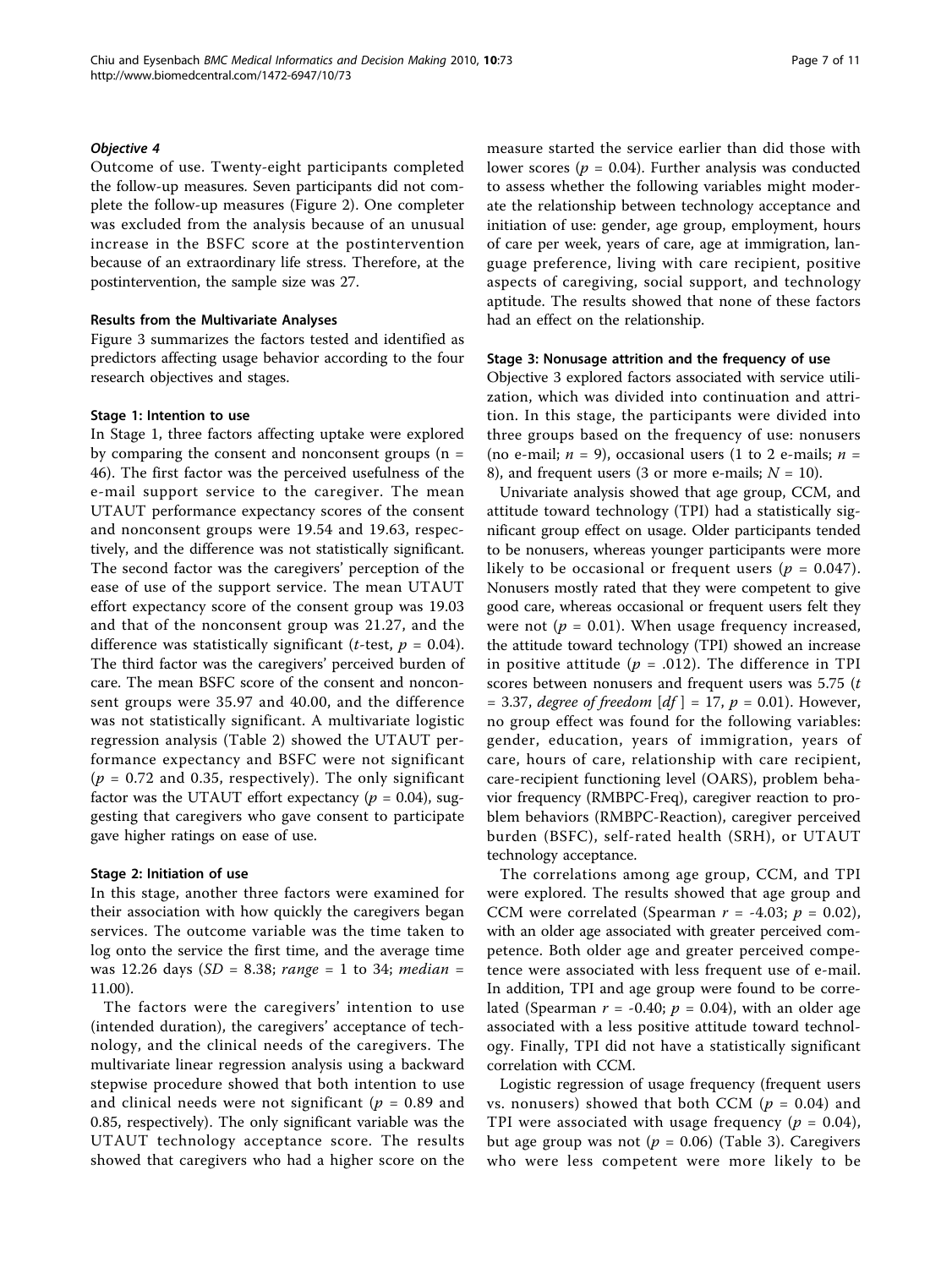### *Objective 4*

Outcome of use. Twenty-eight participants completed the follow-up measures. Seven participants did not complete the follow-up measures (Figure 2). One completer was excluded from the analysis because of an unusual increase in the BSFC score at the postintervention because of an extraordinary life stress. Therefore, at the postintervention, the sample size was 27.

#### Results from the Multivariate Analyses

Figure 3 summarizes the factors tested and identified as predictors affecting usage behavior according to the four research objectives and stages.

#### Stage 1: Intention to use

In Stage 1, three factors affecting uptake were explored by comparing the consent and nonconsent groups (n = 46). The first factor was the perceived usefulness of the e-mail support service to the caregiver. The mean UTAUT performance expectancy scores of the consent and nonconsent groups were 19.54 and 19.63, respectively, and the difference was not statistically significant. The second factor was the caregivers' perception of the ease of use of the support service. The mean UTAUT effort expectancy score of the consent group was 19.03 and that of the nonconsent group was 21.27, and the difference was statistically significant (*t*-test, $p = 0.04$). The third factor was the caregivers' perceived burden of care. The mean BSFC score of the consent and nonconsent groups were 35.97 and 40.00, and the difference was not statistically significant. A multivariate logistic regression analysis (Table 2) showed the UTAUT performance expectancy and BSFC were not significant ($p = 0.72$ and 0.35, respectively). The only significant factor was the UTAUT effort expectancy ($p = 0.04$), suggesting that caregivers who gave consent to participate gave higher ratings on ease of use.

#### Stage 2: Initiation of use

In this stage, another three factors were examined for their association with how quickly the caregivers began services. The outcome variable was the time taken to log onto the service the first time, and the average time was 12.26 days (*SD* = 8.38; *range* = 1 to 34; *median* = 11.00).

The factors were the caregivers' intention to use (intended duration), the caregivers' acceptance of technology, and the clinical needs of the caregivers. The multivariate linear regression analysis using a backward stepwise procedure showed that both intention to use and clinical needs were not significant ($p = 0.89$ and 0.85, respectively). The only significant variable was the UTAUT technology acceptance score. The results showed that caregivers who had a higher score on the measure started the service earlier than did those with lower scores ($p = 0.04$). Further analysis was conducted to assess whether the following variables might moderate the relationship between technology acceptance and initiation of use: gender, age group, employment, hours of care per week, years of care, age at immigration, language preference, living with care recipient, positive aspects of caregiving, social support, and technology aptitude. The results showed that none of these factors had an effect on the relationship.

#### Stage 3: Nonusage attrition and the frequency of use

Objective 3 explored factors associated with service utilization, which was divided into continuation and attrition. In this stage, the participants were divided into three groups based on the frequency of use: nonusers (no e-mail; $n = 9$), occasional users (1 to 2 e-mails; $n = 8$), and frequent users (3 or more e-mails; $N = 10$).

Univariate analysis showed that age group, CCM, and attitude toward technology (TPI) had a statistically significant group effect on usage. Older participants tended to be nonusers, whereas younger participants were more likely to be occasional or frequent users ($p = 0.047$). Nonusers mostly rated that they were competent to give good care, whereas occasional or frequent users felt they were not ($p = 0.01$). When usage frequency increased, the attitude toward technology (TPI) showed an increase in positive attitude ($p = .012$). The difference in TPI scores between nonusers and frequent users was 5.75 ($t = 3.37$, *degree of freedom* [*df*] = 17, $p = 0.01$). However, no group effect was found for the following variables: gender, education, years of immigration, years of care, hours of care, relationship with care recipient, care-recipient functioning level (OARS), problem behavior frequency (RMBPC-Freq), caregiver reaction to problem behaviors (RMBPC-Reaction), caregiver perceived burden (BSFC), self-rated health (SRH), or UTAUT technology acceptance.

The correlations among age group, CCM, and TPI were explored. The results showed that age group and CCM were correlated (Spearman $r = -4.03$; $p = 0.02$), with an older age associated with greater perceived competence. Both older age and greater perceived competence were associated with less frequent use of e-mail. In addition, TPI and age group were found to be correlated (Spearman $r = -0.40$; $p = 0.04$), with an older age associated with a less positive attitude toward technology. Finally, TPI did not have a statistically significant correlation with CCM.

Logistic regression of usage frequency (frequent users vs. nonusers) showed that both CCM ($p = 0.04$) and TPI were associated with usage frequency ($p = 0.04$), but age group was not ($p = 0.06$) (Table 3). Caregivers who were less competent were more likely to be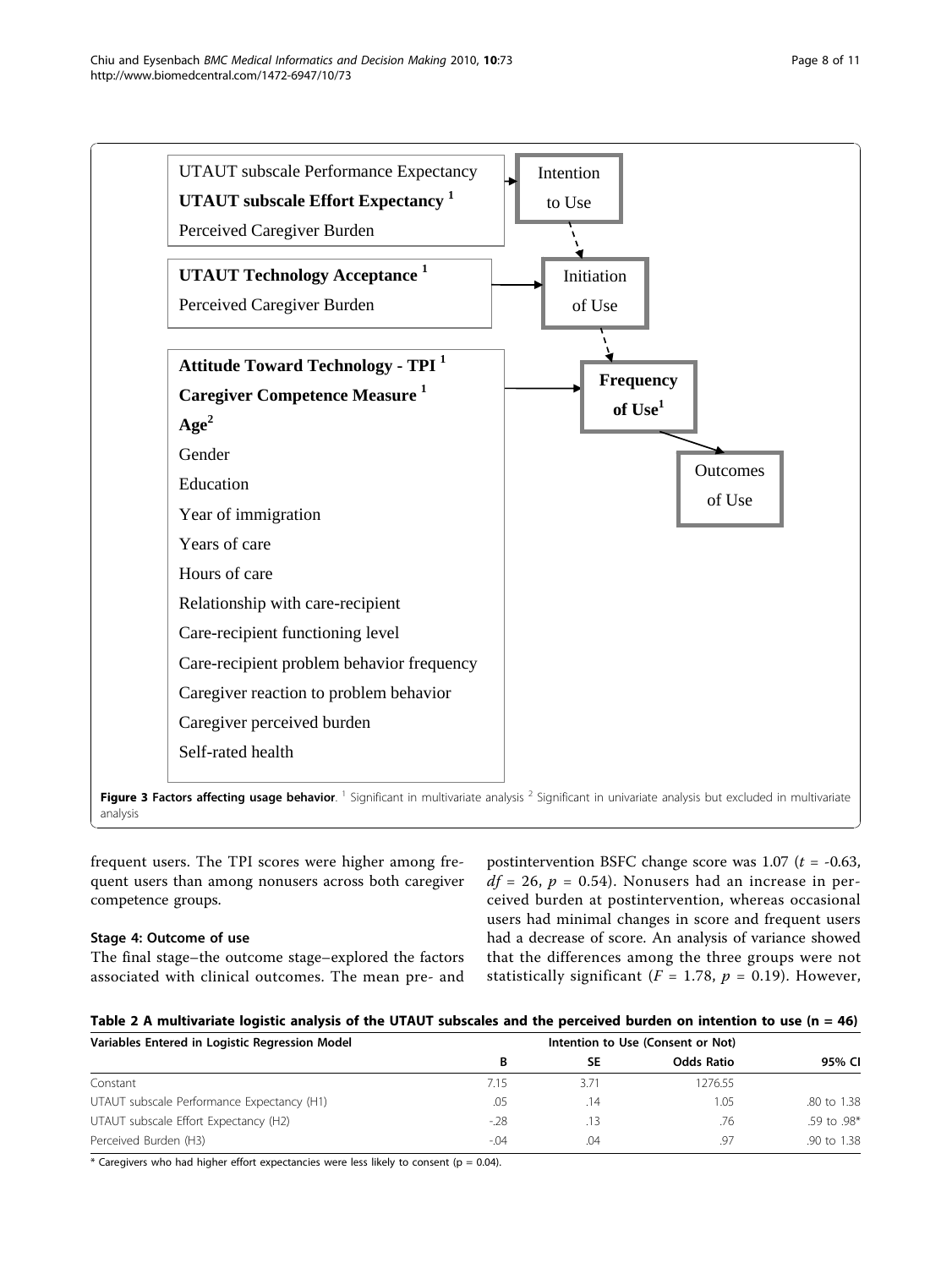UTAUT subscale Performance Expectancy
**UTAUT subscale Effort Expectancy [1]**
Perceived Caregiver Burden

→ Intention to Use

**UTAUT Technology Acceptance [1]**
Perceived Caregiver Burden

→ Initiation of Use

**Attitude Toward Technology - TPI [1]**
**Caregiver Competence Measure [1]**
**Age[2]**
Gender
Education
Year of immigration
Years of care
Hours of care
Relationship with care-recipient
Care-recipient functioning level
Care-recipient problem behavior frequency
Caregiver reaction to problem behavior
Caregiver perceived burden
Self-rated health

→ **Frequency of Use[1]** → Outcomes of Use

**Figure 3 Factors affecting usage behavior**. [1] Significant in multivariate analysis [2] Significant in univariate analysis but excluded in multivariate analysis

frequent users. The TPI scores were higher among frequent users than among nonusers across both caregiver competence groups.

### Stage 4: Outcome of use

The final stage–the outcome stage–explored the factors associated with clinical outcomes. The mean pre- and postintervention BSFC change score was 1.07 ($t$ = -0.63, $df$ = 26, $p$ = 0.54). Nonusers had an increase in perceived burden at postintervention, whereas occasional users had minimal changes in score and frequent users had a decrease of score. An analysis of variance showed that the differences among the three groups were not statistically significant ($F$ = 1.78, $p$ = 0.19). However,

**Table 2 A multivariate logistic analysis of the UTAUT subscales and the perceived burden on intention to use (n = 46)**

| Variables Entered in Logistic Regression Model | Intention to Use (Consent or Not) | | | |
|---|---|---|---|---|
| | B | SE | Odds Ratio | 95% CI |
| Constant | 7.15 | 3.71 | 1276.55 | |
| UTAUT subscale Performance Expectancy (H1) | .05 | .14 | 1.05 | .80 to 1.38 |
| UTAUT subscale Effort Expectancy (H2) | -.28 | .13 | .76 | .59 to .98* |
| Perceived Burden (H3) | -.04 | .04 | .97 | .90 to 1.38 |

* Caregivers who had higher effort expectancies were less likely to consent (p = 0.04).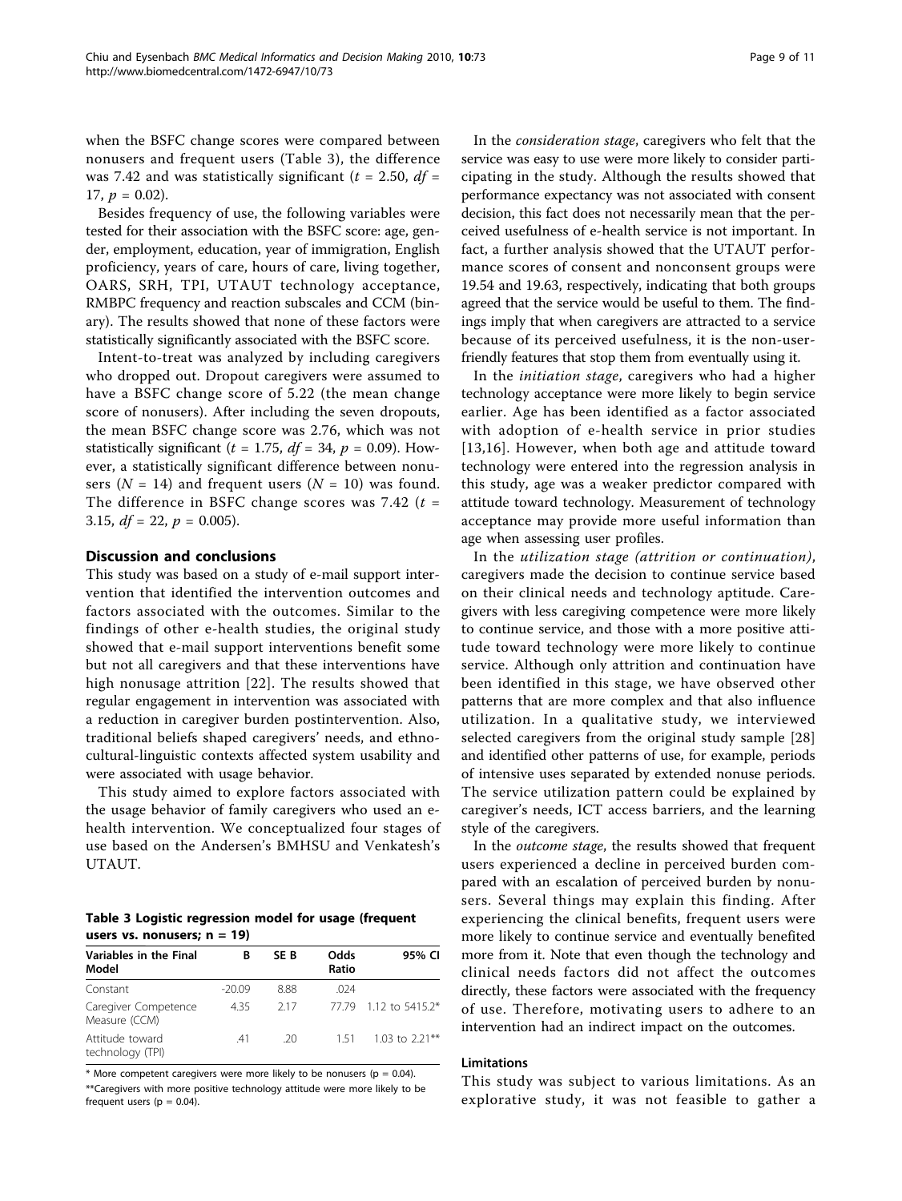when the BSFC change scores were compared between nonusers and frequent users (Table 3), the difference was 7.42 and was statistically significant ($t = 2.50$, $df = 17$, $p = 0.02$).

Besides frequency of use, the following variables were tested for their association with the BSFC score: age, gender, employment, education, year of immigration, English proficiency, years of care, hours of care, living together, OARS, SRH, TPI, UTAUT technology acceptance, RMBPC frequency and reaction subscales and CCM (binary). The results showed that none of these factors were statistically significantly associated with the BSFC score.

Intent-to-treat was analyzed by including caregivers who dropped out. Dropout caregivers were assumed to have a BSFC change score of 5.22 (the mean change score of nonusers). After including the seven dropouts, the mean BSFC change score was 2.76, which was not statistically significant ($t = 1.75$, $df = 34$, $p = 0.09$). However, a statistically significant difference between nonusers ($N = 14$) and frequent users ($N = 10$) was found. The difference in BSFC change scores was 7.42 ($t = 3.15$, $df = 22$, $p = 0.005$).

## Discussion and conclusions

This study was based on a study of e-mail support intervention that identified the intervention outcomes and factors associated with the outcomes. Similar to the findings of other e-health studies, the original study showed that e-mail support interventions benefit some but not all caregivers and that these interventions have high nonusage attrition [22]. The results showed that regular engagement in intervention was associated with a reduction in caregiver burden postintervention. Also, traditional beliefs shaped caregivers' needs, and ethno-cultural-linguistic contexts affected system usability and were associated with usage behavior.

This study aimed to explore factors associated with the usage behavior of family caregivers who used an e-health intervention. We conceptualized four stages of use based on the Andersen's BMHSU and Venkatesh's UTAUT.

**Table 3 Logistic regression model for usage (frequent users vs. nonusers; n = 19)**

| Variables in the Final Model | B | SE B | Odds Ratio | 95% CI |
|---|---|---|---|---|
| Constant | -20.09 | 8.88 | .024 | |
| Caregiver Competence Measure (CCM) | 4.35 | 2.17 | 77.79 | 1.12 to 5415.2* |
| Attitude toward technology (TPI) | .41 | .20 | 1.51 | 1.03 to 2.21** |

* More competent caregivers were more likely to be nonusers (p = 0.04).

**Caregivers with more positive technology attitude were more likely to be frequent users (p = 0.04).

In the *consideration stage*, caregivers who felt that the service was easy to use were more likely to consider participating in the study. Although the results showed that performance expectancy was not associated with consent decision, this fact does not necessarily mean that the perceived usefulness of e-health service is not important. In fact, a further analysis showed that the UTAUT performance scores of consent and nonconsent groups were 19.54 and 19.63, respectively, indicating that both groups agreed that the service would be useful to them. The findings imply that when caregivers are attracted to a service because of its perceived usefulness, it is the non-user-friendly features that stop them from eventually using it.

In the *initiation stage*, caregivers who had a higher technology acceptance were more likely to begin service earlier. Age has been identified as a factor associated with adoption of e-health service in prior studies [13,16]. However, when both age and attitude toward technology were entered into the regression analysis in this study, age was a weaker predictor compared with attitude toward technology. Measurement of technology acceptance may provide more useful information than age when assessing user profiles.

In the *utilization stage (attrition or continuation)*, caregivers made the decision to continue service based on their clinical needs and technology aptitude. Caregivers with less caregiving competence were more likely to continue service, and those with a more positive attitude toward technology were more likely to continue service. Although only attrition and continuation have been identified in this stage, we have observed other patterns that are more complex and that also influence utilization. In a qualitative study, we interviewed selected caregivers from the original study sample [28] and identified other patterns of use, for example, periods of intensive uses separated by extended nonuse periods. The service utilization pattern could be explained by caregiver's needs, ICT access barriers, and the learning style of the caregivers.

In the *outcome stage*, the results showed that frequent users experienced a decline in perceived burden compared with an escalation of perceived burden by nonusers. Several things may explain this finding. After experiencing the clinical benefits, frequent users were more likely to continue service and eventually benefited more from it. Note that even though the technology and clinical needs factors did not affect the outcomes directly, these factors were associated with the frequency of use. Therefore, motivating users to adhere to an intervention had an indirect impact on the outcomes.

### Limitations

This study was subject to various limitations. As an explorative study, it was not feasible to gather a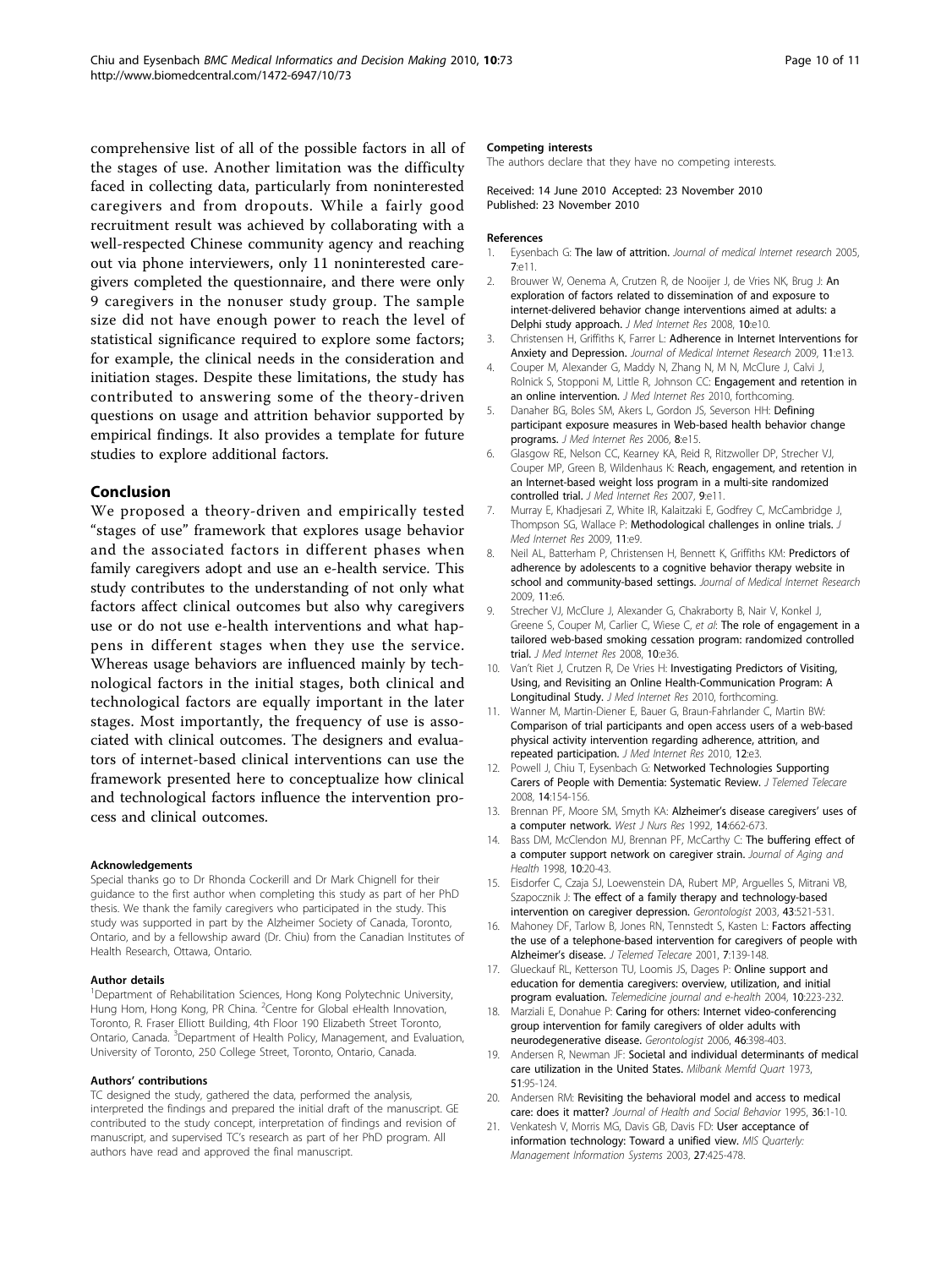comprehensive list of all of the possible factors in all of the stages of use. Another limitation was the difficulty faced in collecting data, particularly from noninterested caregivers and from dropouts. While a fairly good recruitment result was achieved by collaborating with a well-respected Chinese community agency and reaching out via phone interviewers, only 11 noninterested caregivers completed the questionnaire, and there were only 9 caregivers in the nonuser study group. The sample size did not have enough power to reach the level of statistical significance required to explore some factors; for example, the clinical needs in the consideration and initiation stages. Despite these limitations, the study has contributed to answering some of the theory-driven questions on usage and attrition behavior supported by empirical findings. It also provides a template for future studies to explore additional factors.

## Conclusion

We proposed a theory-driven and empirically tested "stages of use" framework that explores usage behavior and the associated factors in different phases when family caregivers adopt and use an e-health service. This study contributes to the understanding of not only what factors affect clinical outcomes but also why caregivers use or do not use e-health interventions and what happens in different stages when they use the service. Whereas usage behaviors are influenced mainly by technological factors in the initial stages, both clinical and technological factors are equally important in the later stages. Most importantly, the frequency of use is associated with clinical outcomes. The designers and evaluators of internet-based clinical interventions can use the framework presented here to conceptualize how clinical and technological factors influence the intervention process and clinical outcomes.

#### Acknowledgements

Special thanks go to Dr Rhonda Cockerill and Dr Mark Chignell for their guidance to the first author when completing this study as part of her PhD thesis. We thank the family caregivers who participated in the study. This study was supported in part by the Alzheimer Society of Canada, Toronto, Ontario, and by a fellowship award (Dr. Chiu) from the Canadian Institutes of Health Research, Ottawa, Ontario.

#### Author details

[1]Department of Rehabilitation Sciences, Hong Kong Polytechnic University, Hung Hom, Hong Kong, PR China. [2]Centre for Global eHealth Innovation, Toronto, R. Fraser Elliott Building, 4th Floor 190 Elizabeth Street Toronto, Ontario, Canada. [3]Department of Health Policy, Management, and Evaluation, University of Toronto, 250 College Street, Toronto, Ontario, Canada.

#### Authors' contributions

TC designed the study, gathered the data, performed the analysis, interpreted the findings and prepared the initial draft of the manuscript. GE contributed to the study concept, interpretation of findings and revision of manuscript, and supervised TC's research as part of her PhD program. All authors have read and approved the final manuscript.

#### Competing interests

The authors declare that they have no competing interests.

Received: 14 June 2010 Accepted: 23 November 2010
Published: 23 November 2010

#### References

1. Eysenbach G: **The law of attrition.** *Journal of medical Internet research* 2005, **7**:e11.
2. Brouwer W, Oenema A, Crutzen R, de Nooijer J, de Vries NK, Brug J: **An exploration of factors related to dissemination of and exposure to internet-delivered behavior change interventions aimed at adults: a Delphi study approach.** *J Med Internet Res* 2008, **10**:e10.
3. Christensen H, Griffiths K, Farrer L: **Adherence in Internet Interventions for Anxiety and Depression.** *Journal of Medical Internet Research* 2009, **11**:e13.
4. Couper M, Alexander G, Maddy N, Zhang N, M N, McClure J, Calvi J, Rolnick S, Stopponi M, Little R, Johnson CC: **Engagement and retention in an online intervention.** *J Med Internet Res* 2010, forthcoming.
5. Danaher BG, Boles SM, Akers L, Gordon JS, Severson HH: **Defining participant exposure measures in Web-based health behavior change programs.** *J Med Internet Res* 2006, **8**:e15.
6. Glasgow RE, Nelson CC, Kearney KA, Reid R, Ritzwoller DP, Strecher VJ, Couper MP, Green B, Wildenhaus K: **Reach, engagement, and retention in an Internet-based weight loss program in a multi-site randomized controlled trial.** *J Med Internet Res* 2007, **9**:e11.
7. Murray E, Khadjesari Z, White IR, Kalaitzaki E, Godfrey C, McCambridge J, Thompson SG, Wallace P: **Methodological challenges in online trials.** *J Med Internet Res* 2009, **11**:e9.
8. Neil AL, Batterham P, Christensen H, Bennett K, Griffiths KM: **Predictors of adherence by adolescents to a cognitive behavior therapy website in school and community-based settings.** *Journal of Medical Internet Research* 2009, **11**:e6.
9. Strecher VJ, McClure J, Alexander G, Chakraborty B, Nair V, Konkel J, Greene S, Couper M, Carlier C, Wiese C, *et al*: **The role of engagement in a tailored web-based smoking cessation program: randomized controlled trial.** *J Med Internet Res* 2008, **10**:e36.
10. Van't Riet J, Crutzen R, De Vries H: **Investigating Predictors of Visiting, Using, and Revisiting an Online Health-Communication Program: A Longitudinal Study.** *J Med Internet Res* 2010, forthcoming.
11. Wanner M, Martin-Diener E, Bauer G, Braun-Fahrlander C, Martin BW: **Comparison of trial participants and open access users of a web-based physical activity intervention regarding adherence, attrition, and repeated participation.** *J Med Internet Res* 2010, **12**:e3.
12. Powell J, Chiu T, Eysenbach G: **Networked Technologies Supporting Carers of People with Dementia: Systematic Review.** *J Telemed Telecare* 2008, **14**:154-156.
13. Brennan PF, Moore SM, Smyth KA: **Alzheimer's disease caregivers' uses of a computer network.** *West J Nurs Res* 1992, **14**:662-673.
14. Bass DM, McClendon MJ, Brennan PF, McCarthy C: **The buffering effect of a computer support network on caregiver strain.** *Journal of Aging and Health* 1998, **10**:20-43.
15. Eisdorfer C, Czaja SJ, Loewenstein DA, Rubert MP, Arguelles S, Mitrani VB, Szapocznik J: **The effect of a family therapy and technology-based intervention on caregiver depression.** *Gerontologist* 2003, **43**:521-531.
16. Mahoney DF, Tarlow B, Jones RN, Tennstedt S, Kasten L: **Factors affecting the use of a telephone-based intervention for caregivers of people with Alzheimer's disease.** *J Telemed Telecare* 2001, **7**:139-148.
17. Glueckauf RL, Ketterson TU, Loomis JS, Dages P: **Online support and education for dementia caregivers: overview, utilization, and initial program evaluation.** *Telemedicine journal and e-health* 2004, **10**:223-232.
18. Marziali E, Donahue P: **Caring for others: Internet video-conferencing group intervention for family caregivers of older adults with neurodegenerative disease.** *Gerontologist* 2006, **46**:398-403.
19. Andersen R, Newman JF: **Societal and individual determinants of medical care utilization in the United States.** *Milbank Memfd Quart* 1973, **51**:95-124.
20. Andersen RM: **Revisiting the behavioral model and access to medical care: does it matter?** *Journal of Health and Social Behavior* 1995, **36**:1-10.
21. Venkatesh V, Morris MG, Davis GB, Davis FD: **User acceptance of information technology: Toward a unified view.** *MIS Quarterly: Management Information Systems* 2003, **27**:425-478.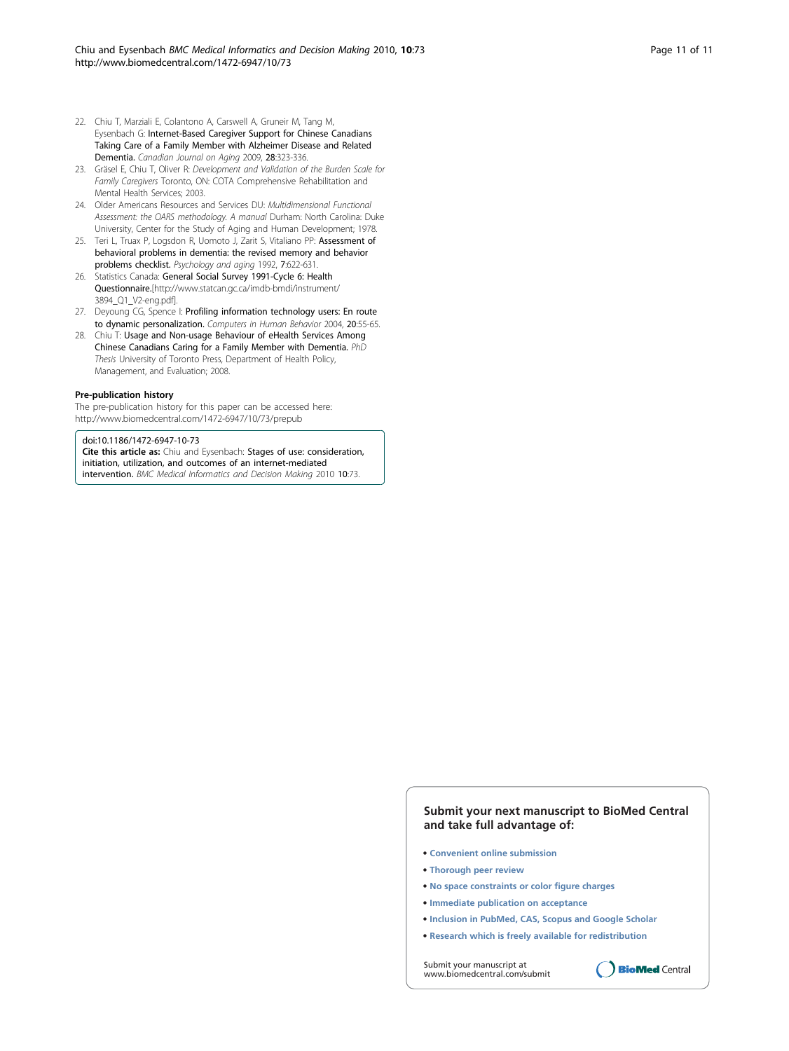22. Chiu T, Marziali E, Colantono A, Carswell A, Gruneir M, Tang M, Eysenbach G: **Internet-Based Caregiver Support for Chinese Canadians Taking Care of a Family Member with Alzheimer Disease and Related Dementia.** *Canadian Journal on Aging* 2009, **28**:323-336.
23. Gräsel E, Chiu T, Oliver R: *Development and Validation of the Burden Scale for Family Caregivers* Toronto, ON: COTA Comprehensive Rehabilitation and Mental Health Services; 2003.
24. Older Americans Resources and Services DU: *Multidimensional Functional Assessment: the OARS methodology. A manual* Durham: North Carolina: Duke University, Center for the Study of Aging and Human Development; 1978.
25. Teri L, Truax P, Logsdon R, Uomoto J, Zarit S, Vitaliano PP: **Assessment of behavioral problems in dementia: the revised memory and behavior problems checklist.** *Psychology and aging* 1992, **7**:622-631.
26. Statistics Canada: **General Social Survey 1991-Cycle 6: Health Questionnaire.**[http://www.statcan.gc.ca/imdb-bmdi/instrument/3894_Q1_V2-eng.pdf].
27. Deyoung CG, Spence I: **Profiling information technology users: En route to dynamic personalization.** *Computers in Human Behavior* 2004, **20**:55-65.
28. Chiu T: **Usage and Non-usage Behaviour of eHealth Services Among Chinese Canadians Caring for a Family Member with Dementia.** *PhD Thesis* University of Toronto Press, Department of Health Policy, Management, and Evaluation; 2008.

#### Pre-publication history

The pre-publication history for this paper can be accessed here:
http://www.biomedcentral.com/1472-6947/10/73/prepub

doi:10.1186/1472-6947-10-73

**Cite this article as:** Chiu and Eysenbach: **Stages of use: consideration, initiation, utilization, and outcomes of an internet-mediated intervention.** *BMC Medical Informatics and Decision Making* 2010 **10**:73.

**Submit your next manuscript to BioMed Central and take full advantage of:**

- Convenient online submission
- Thorough peer review
- No space constraints or color figure charges
- Immediate publication on acceptance
- Inclusion in PubMed, CAS, Scopus and Google Scholar
- Research which is freely available for redistribution

Submit your manuscript at
www.biomedcentral.com/submit

BioMed Central